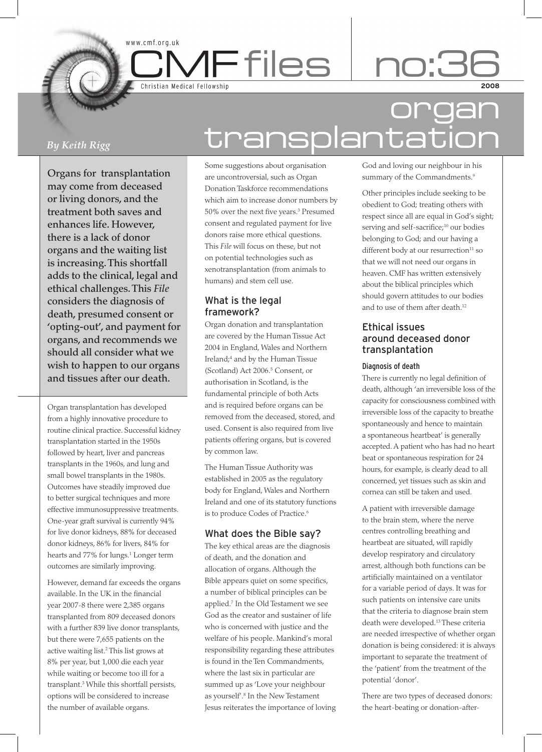www.cmf.org.uk

# CMF files no:36

Christian Medical Fellowship

2008

# organ transplantation

*By Keith Rigg*

**Organs for transplantation may come from deceased or living donors, and the treatment both saves and enhances life. However, there is a lack of donor organs and the waiting list is increasing. This shortfall adds to the clinical, legal and ethical challenges. This *File* considers the diagnosis of death, presumed consent or 'opting-out', and payment for organs, and recommends we should all consider what we wish to happen to our organs and tissues after our death.**

Organ transplantation has developed from a highly innovative procedure to routine clinical practice. Successful kidney transplantation started in the 1950s followed by heart, liver and pancreas transplants in the 1960s, and lung and small bowel transplants in the 1980s. Outcomes have steadily improved due to better surgical techniques and more effective immunosuppressive treatments. One-year graft survival is currently 94% for live donor kidneys, 88% for deceased donor kidneys, 86% for livers, 84% for hearts and 77% for lungs.[1] Longer term outcomes are similarly improving.

However, demand far exceeds the organs available. In the UK in the financial year 2007-8 there were 2,385 organs transplanted from 809 deceased donors with a further 839 live donor transplants, but there were 7,655 patients on the active waiting list.[2] This list grows at 8% per year, but 1,000 die each year while waiting or become too ill for a transplant.[3] While this shortfall persists, options will be considered to increase the number of available organs.

Some suggestions about organisation are uncontroversial, such as Organ Donation Taskforce recommendations which aim to increase donor numbers by 50% over the next five years.[3] Presumed consent and regulated payment for live donors raise more ethical questions. This *File* will focus on these, but not on potential technologies such as xenotransplantation (from animals to humans) and stem cell use.

## What is the legal framework?

Organ donation and transplantation are covered by the Human Tissue Act 2004 in England, Wales and Northern Ireland;[4] and by the Human Tissue (Scotland) Act 2006.[5] Consent, or authorisation in Scotland, is the fundamental principle of both Acts and is required before organs can be removed from the deceased, stored, and used. Consent is also required from live patients offering organs, but is covered by common law.

The Human Tissue Authority was established in 2005 as the regulatory body for England, Wales and Northern Ireland and one of its statutory functions is to produce Codes of Practice.[6]

## What does the Bible say?

The key ethical areas are the diagnosis of death, and the donation and allocation of organs. Although the Bible appears quiet on some specifics, a number of biblical principles can be applied.[7] In the Old Testament we see God as the creator and sustainer of life who is concerned with justice and the welfare of his people. Mankind's moral responsibility regarding these attributes is found in the Ten Commandments, where the last six in particular are summed up as 'Love your neighbour as yourself'.[8] In the New Testament Jesus reiterates the importance of loving God and loving our neighbour in his summary of the Commandments.[9]

Other principles include seeking to be obedient to God; treating others with respect since all are equal in God's sight; serving and self-sacrifice;[10] our bodies belonging to God; and our having a different body at our resurrection[11] so that we will not need our organs in heaven. CMF has written extensively about the biblical principles which should govern attitudes to our bodies and to use of them after death.[12]

## Ethical issues around deceased donor transplantation

### Diagnosis of death

There is currently no legal definition of death, although 'an irreversible loss of the capacity for consciousness combined with irreversible loss of the capacity to breathe spontaneously and hence to maintain a spontaneous heartbeat' is generally accepted. A patient who has had no heart beat or spontaneous respiration for 24 hours, for example, is clearly dead to all concerned, yet tissues such as skin and cornea can still be taken and used.

A patient with irreversible damage to the brain stem, where the nerve centres controlling breathing and heartbeat are situated, will rapidly develop respiratory and circulatory arrest, although both functions can be artificially maintained on a ventilator for a variable period of days. It was for such patients on intensive care units that the criteria to diagnose brain stem death were developed.[13] These criteria are needed irrespective of whether organ donation is being considered: it is always important to separate the treatment of the 'patient' from the treatment of the potential 'donor'.

There are two types of deceased donors: the heart-beating or donation-after-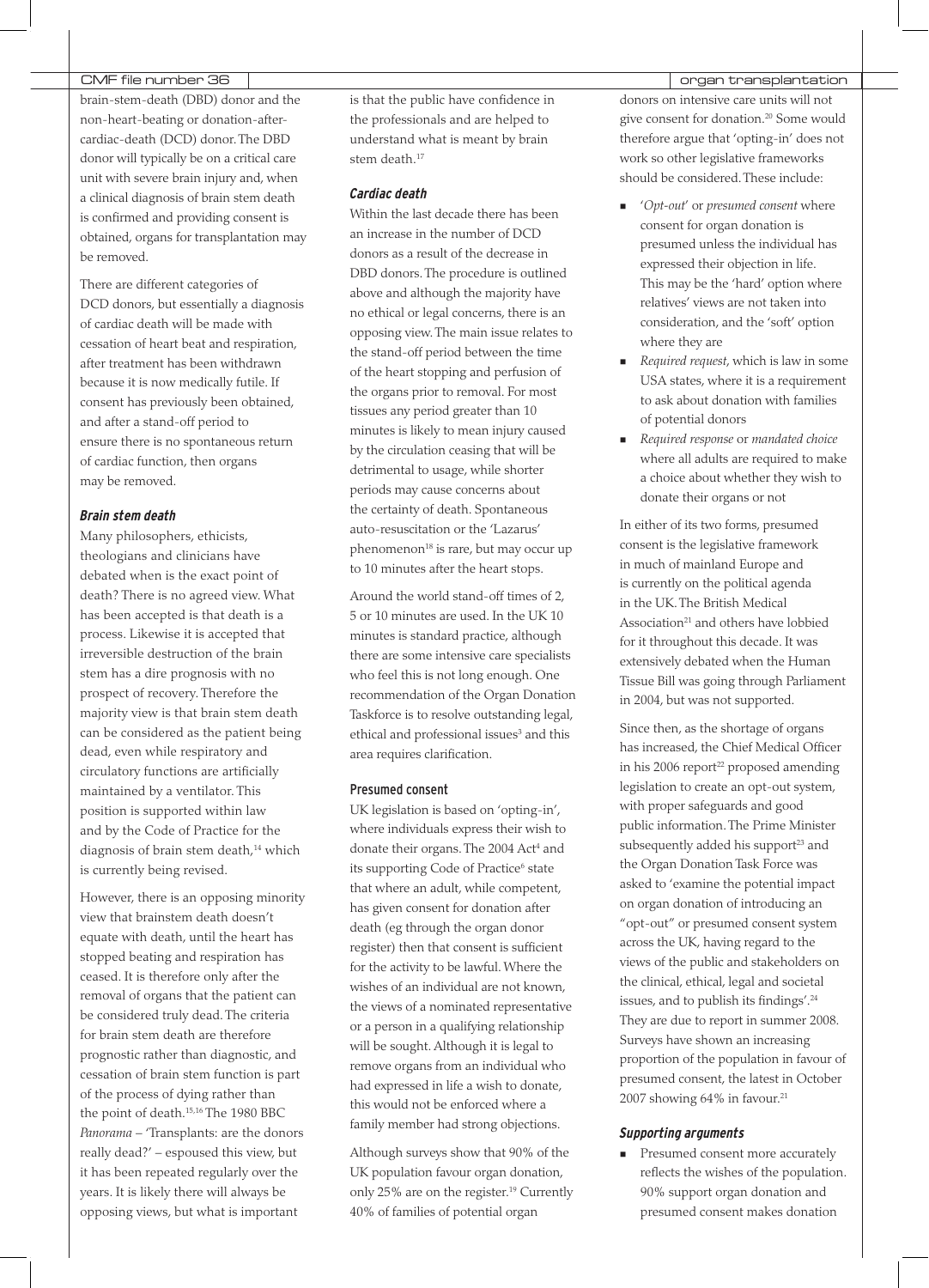brain-stem-death (DBD) donor and the non-heart-beating or donation-after-cardiac-death (DCD) donor. The DBD donor will typically be on a critical care unit with severe brain injury and, when a clinical diagnosis of brain stem death is confirmed and providing consent is obtained, organs for transplantation may be removed.

There are different categories of DCD donors, but essentially a diagnosis of cardiac death will be made with cessation of heart beat and respiration, after treatment has been withdrawn because it is now medically futile. If consent has previously been obtained, and after a stand-off period to ensure there is no spontaneous return of cardiac function, then organs may be removed.

### Brain stem death

Many philosophers, ethicists, theologians and clinicians have debated when is the exact point of death? There is no agreed view. What has been accepted is that death is a process. Likewise it is accepted that irreversible destruction of the brain stem has a dire prognosis with no prospect of recovery. Therefore the majority view is that brain stem death can be considered as the patient being dead, even while respiratory and circulatory functions are artificially maintained by a ventilator. This position is supported within law and by the Code of Practice for the diagnosis of brain stem death,[14] which is currently being revised.

However, there is an opposing minority view that brainstem death doesn't equate with death, until the heart has stopped beating and respiration has ceased. It is therefore only after the removal of organs that the patient can be considered truly dead. The criteria for brain stem death are therefore prognostic rather than diagnostic, and cessation of brain stem function is part of the process of dying rather than the point of death.[15,16] The 1980 BBC *Panorama* – 'Transplants: are the donors really dead?' – espoused this view, but it has been repeated regularly over the years. It is likely there will always be opposing views, but what is important is that the public have confidence in the professionals and are helped to understand what is meant by brain stem death.[17]

### Cardiac death

Within the last decade there has been an increase in the number of DCD donors as a result of the decrease in DBD donors. The procedure is outlined above and although the majority have no ethical or legal concerns, there is an opposing view. The main issue relates to the stand-off period between the time of the heart stopping and perfusion of the organs prior to removal. For most tissues any period greater than 10 minutes is likely to mean injury caused by the circulation ceasing that will be detrimental to usage, while shorter periods may cause concerns about the certainty of death. Spontaneous auto-resuscitation or the 'Lazarus' phenomenon[18] is rare, but may occur up to 10 minutes after the heart stops.

Around the world stand-off times of 2, 5 or 10 minutes are used. In the UK 10 minutes is standard practice, although there are some intensive care specialists who feel this is not long enough. One recommendation of the Organ Donation Taskforce is to resolve outstanding legal, ethical and professional issues[3] and this area requires clarification.

### Presumed consent

UK legislation is based on 'opting-in', where individuals express their wish to donate their organs. The 2004 Act[4] and its supporting Code of Practice[6] state that where an adult, while competent, has given consent for donation after death (eg through the organ donor register) then that consent is sufficient for the activity to be lawful. Where the wishes of an individual are not known, the views of a nominated representative or a person in a qualifying relationship will be sought. Although it is legal to remove organs from an individual who had expressed in life a wish to donate, this would not be enforced where a family member had strong objections.

Although surveys show that 90% of the UK population favour organ donation, only 25% are on the register.[19] Currently 40% of families of potential organ donors on intensive care units will not give consent for donation.[20] Some would therefore argue that 'opting-in' does not work so other legislative frameworks should be considered. These include:

- '*Opt-out*' or *presumed consent* where consent for organ donation is presumed unless the individual has expressed their objection in life. This may be the 'hard' option where relatives' views are not taken into consideration, and the 'soft' option where they are
- *Required request*, which is law in some USA states, where it is a requirement to ask about donation with families of potential donors
- *Required response* or *mandated choice* where all adults are required to make a choice about whether they wish to donate their organs or not

In either of its two forms, presumed consent is the legislative framework in much of mainland Europe and is currently on the political agenda in the UK. The British Medical Association[21] and others have lobbied for it throughout this decade. It was extensively debated when the Human Tissue Bill was going through Parliament in 2004, but was not supported.

Since then, as the shortage of organs has increased, the Chief Medical Officer in his 2006 report[22] proposed amending legislation to create an opt-out system, with proper safeguards and good public information. The Prime Minister subsequently added his support[23] and the Organ Donation Task Force was asked to 'examine the potential impact on organ donation of introducing an "opt-out" or presumed consent system across the UK, having regard to the views of the public and stakeholders on the clinical, ethical, legal and societal issues, and to publish its findings'.[24] They are due to report in summer 2008. Surveys have shown an increasing proportion of the population in favour of presumed consent, the latest in October 2007 showing 64% in favour.[21]

### Supporting arguments

- Presumed consent more accurately reflects the wishes of the population. 90% support organ donation and presumed consent makes donation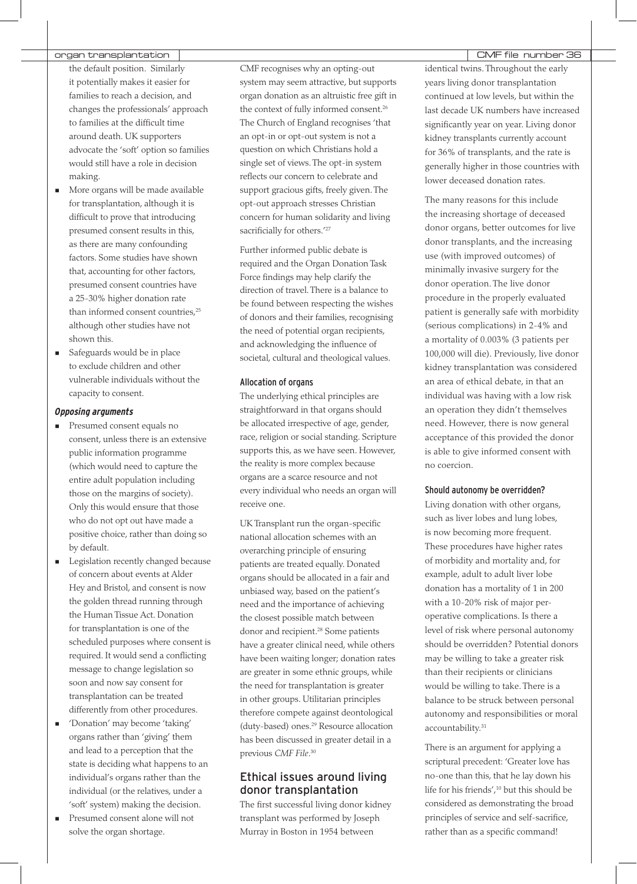the default position. Similarly it potentially makes it easier for families to reach a decision, and changes the professionals' approach to families at the difficult time around death. UK supporters advocate the 'soft' option so families would still have a role in decision making.

- More organs will be made available for transplantation, although it is difficult to prove that introducing presumed consent results in this, as there are many confounding factors. Some studies have shown that, accounting for other factors, presumed consent countries have a 25-30% higher donation rate than informed consent countries,[25] although other studies have not shown this.
- Safeguards would be in place to exclude children and other vulnerable individuals without the capacity to consent.

#### *Opposing arguments*

- Presumed consent equals no consent, unless there is an extensive public information programme (which would need to capture the entire adult population including those on the margins of society). Only this would ensure that those who do not opt out have made a positive choice, rather than doing so by default.
- Legislation recently changed because of concern about events at Alder Hey and Bristol, and consent is now the golden thread running through the Human Tissue Act. Donation for transplantation is one of the scheduled purposes where consent is required. It would send a conflicting message to change legislation so soon and now say consent for transplantation can be treated differently from other procedures.
- 'Donation' may become 'taking' organs rather than 'giving' them and lead to a perception that the state is deciding what happens to an individual's organs rather than the individual (or the relatives, under a 'soft' system) making the decision.
- Presumed consent alone will not solve the organ shortage.

CMF recognises why an opting-out system may seem attractive, but supports organ donation as an altruistic free gift in the context of fully informed consent.[26] The Church of England recognises 'that an opt-in or opt-out system is not a question on which Christians hold a single set of views. The opt-in system reflects our concern to celebrate and support gracious gifts, freely given. The opt-out approach stresses Christian concern for human solidarity and living sacrificially for others.'[27]

Further informed public debate is required and the Organ Donation Task Force findings may help clarify the direction of travel. There is a balance to be found between respecting the wishes of donors and their families, recognising the need of potential organ recipients, and acknowledging the influence of societal, cultural and theological values.

#### Allocation of organs

The underlying ethical principles are straightforward in that organs should be allocated irrespective of age, gender, race, religion or social standing. Scripture supports this, as we have seen. However, the reality is more complex because organs are a scarce resource and not every individual who needs an organ will receive one.

UK Transplant run the organ-specific national allocation schemes with an overarching principle of ensuring patients are treated equally. Donated organs should be allocated in a fair and unbiased way, based on the patient's need and the importance of achieving the closest possible match between donor and recipient.[28] Some patients have a greater clinical need, while others have been waiting longer; donation rates are greater in some ethnic groups, while the need for transplantation is greater in other groups. Utilitarian principles therefore compete against deontological (duty-based) ones.[29] Resource allocation has been discussed in greater detail in a previous *CMF File*.[30]

## Ethical issues around living donor transplantation

The first successful living donor kidney transplant was performed by Joseph Murray in Boston in 1954 between identical twins. Throughout the early years living donor transplantation continued at low levels, but within the last decade UK numbers have increased significantly year on year. Living donor kidney transplants currently account for 36% of transplants, and the rate is generally higher in those countries with lower deceased donation rates.

The many reasons for this include the increasing shortage of deceased donor organs, better outcomes for live donor transplants, and the increasing use (with improved outcomes) of minimally invasive surgery for the donor operation. The live donor procedure in the properly evaluated patient is generally safe with morbidity (serious complications) in 2-4% and a mortality of 0.003% (3 patients per 100,000 will die). Previously, live donor kidney transplantation was considered an area of ethical debate, in that an individual was having with a low risk an operation they didn't themselves need. However, there is now general acceptance of this provided the donor is able to give informed consent with no coercion.

#### Should autonomy be overridden?

Living donation with other organs, such as liver lobes and lung lobes, is now becoming more frequent. These procedures have higher rates of morbidity and mortality and, for example, adult to adult liver lobe donation has a mortality of 1 in 200 with a 10-20% risk of major per-operative complications. Is there a level of risk where personal autonomy should be overridden? Potential donors may be willing to take a greater risk than their recipients or clinicians would be willing to take. There is a balance to be struck between personal autonomy and responsibilities or moral accountability.[31]

There is an argument for applying a scriptural precedent: 'Greater love has no-one than this, that he lay down his life for his friends',[10] but this should be considered as demonstrating the broad principles of service and self-sacrifice, rather than as a specific command!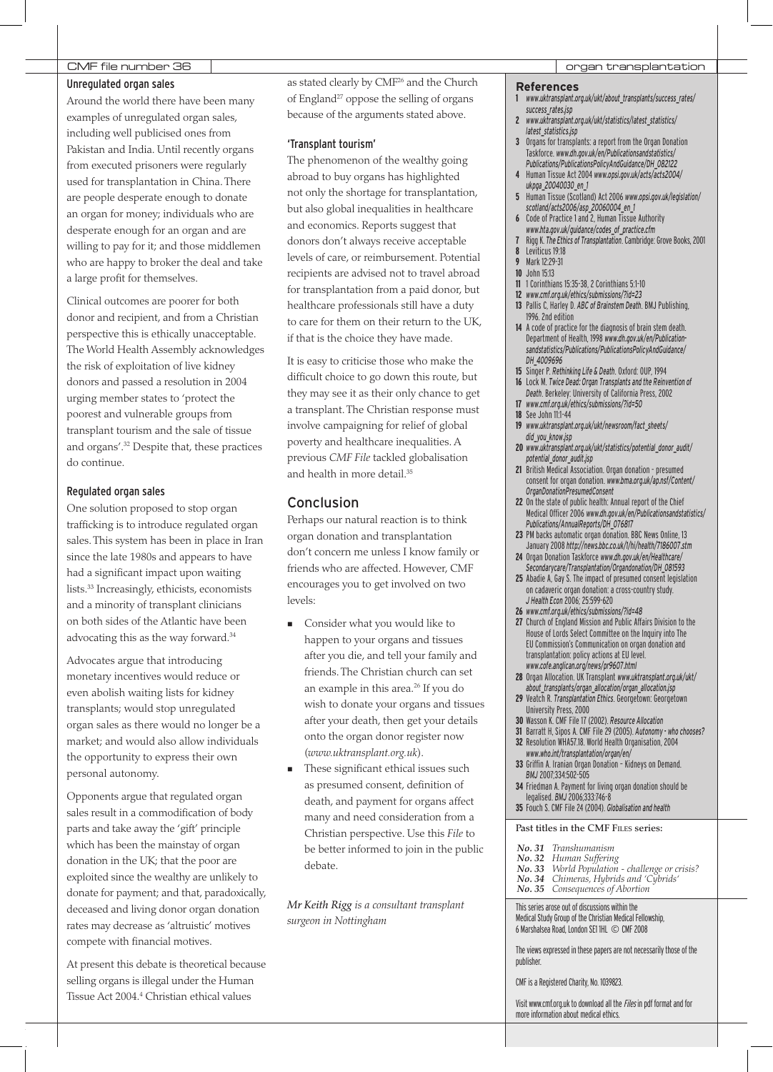### Unregulated organ sales

Around the world there have been many examples of unregulated organ sales, including well publicised ones from Pakistan and India. Until recently organs from executed prisoners were regularly used for transplantation in China. There are people desperate enough to donate an organ for money; individuals who are desperate enough for an organ and are willing to pay for it; and those middlemen who are happy to broker the deal and take a large profit for themselves.

Clinical outcomes are poorer for both donor and recipient, and from a Christian perspective this is ethically unacceptable. The World Health Assembly acknowledges the risk of exploitation of live kidney donors and passed a resolution in 2004 urging member states to 'protect the poorest and vulnerable groups from transplant tourism and the sale of tissue and organs'.[32] Despite that, these practices do continue.

### Regulated organ sales

One solution proposed to stop organ trafficking is to introduce regulated organ sales. This system has been in place in Iran since the late 1980s and appears to have had a significant impact upon waiting lists.[33] Increasingly, ethicists, economists and a minority of transplant clinicians on both sides of the Atlantic have been advocating this as the way forward.[34]

Advocates argue that introducing monetary incentives would reduce or even abolish waiting lists for kidney transplants; would stop unregulated organ sales as there would no longer be a market; and would also allow individuals the opportunity to express their own personal autonomy.

Opponents argue that regulated organ sales result in a commodification of body parts and take away the 'gift' principle which has been the mainstay of organ donation in the UK; that the poor are exploited since the wealthy are unlikely to donate for payment; and that, paradoxically, deceased and living donor organ donation rates may decrease as 'altruistic' motives compete with financial motives.

At present this debate is theoretical because selling organs is illegal under the Human Tissue Act 2004.[4] Christian ethical values as stated clearly by CMF[26] and the Church of England[27] oppose the selling of organs because of the arguments stated above.

### 'Transplant tourism'

The phenomenon of the wealthy going abroad to buy organs has highlighted not only the shortage for transplantation, but also global inequalities in healthcare and economics. Reports suggest that donors don't always receive acceptable levels of care, or reimbursement. Potential recipients are advised not to travel abroad for transplantation from a paid donor, but healthcare professionals still have a duty to care for them on their return to the UK, if that is the choice they have made.

It is easy to criticise those who make the difficult choice to go down this route, but they may see it as their only chance to get a transplant. The Christian response must involve campaigning for relief of global poverty and healthcare inequalities. A previous *CMF File* tackled globalisation and health in more detail.[35]

## Conclusion

Perhaps our natural reaction is to think organ donation and transplantation don't concern me unless I know family or friends who are affected. However, CMF encourages you to get involved on two levels:

- Consider what you would like to happen to your organs and tissues after you die, and tell your family and friends. The Christian church can set an example in this area.[26] If you do wish to donate your organs and tissues after your death, then get your details onto the organ donor register now (*www.uktransplant.org.uk*).
- These significant ethical issues such as presumed consent, definition of death, and payment for organs affect many and need consideration from a Christian perspective. Use this *File* to be better informed to join in the public debate.

*Mr Keith Rigg is a consultant transplant surgeon in Nottingham*

## References

1. *www.uktransplant.org.uk/ukt/about_transplants/success_rates/success_rates.jsp*
2. *www.uktransplant.org.uk/ukt/statistics/latest_statistics/latest_statistics.jsp*
3. Organs for transplants: a report from the Organ Donation Taskforce. *www.dh.gov.uk/en/Publicationsandstatistics/Publications/PublicationsPolicyAndGuidance/DH_082122*
4. Human Tissue Act 2004 *www.opsi.gov.uk/acts/acts2004/ukpga_20040030_en_1*
5. Human Tissue (Scotland) Act 2006 *www.opsi.gov.uk/legislation/scotland/acts2006/asp_20060004_en_1*
6. Code of Practice 1 and 2, Human Tissue Authority *www.hta.gov.uk/guidance/codes_of_practice.cfm*
7. Rigg K. *The Ethics of Transplantation*. Cambridge: Grove Books, 2001
8. Leviticus 19:18
9. Mark 12:29-31
10. John 15:13
11. 1 Corinthians 15:35-38, 2 Corinthians 5:1-10
12. *www.cmf.org.uk/ethics/submissions/?id=23*
13. Pallis C, Harley D. *ABC of Brainstem Death*. BMJ Publishing, 1996. 2nd edition
14. A code of practice for the diagnosis of brain stem death. Department of Health, 1998 *www.dh.gov.uk/en/Publicationsandstatistics/Publications/PublicationsPolicyAndGuidance/DH_4009696*
15. Singer P. *Rethinking Life & Death*. Oxford: OUP, 1994
16. Lock M. *Twice Dead: Organ Transplants and the Reinvention of Death*. Berkeley: University of California Press, 2002
17. *www.cmf.org.uk/ethics/submissions/?id=50*
18. See John 11:1-44
19. *www.uktransplant.org.uk/ukt/newsroom/fact_sheets/did_you_know.jsp*
20. *www.uktransplant.org.uk/ukt/statistics/potential_donor_audit/potential_donor_audit.jsp*
21. British Medical Association. Organ donation - presumed consent for organ donation. *www.bma.org.uk/ap.nsf/Content/OrganDonationPresumedConsent*
22. On the state of public health: Annual report of the Chief Medical Officer 2006 *www.dh.gov.uk/en/Publicationsandstatistics/Publications/AnnualReports/DH_076817*
23. PM backs automatic organ donation. BBC News Online, 13 January 2008 *http://news.bbc.co.uk/1/hi/health/7186007.stm*
24. Organ Donation Taskforce *www.dh.gov.uk/en/Healthcare/Secondarycare/Transplantation/Organdonation/DH_081593*
25. Abadie A, Gay S. The impact of presumed consent legislation on cadaveric organ donation: a cross-country study. *J Health Econ* 2006; 25:599-620
26. *www.cmf.org.uk/ethics/submissions/?id=48*
27. Church of England Mission and Public Affairs Division to the House of Lords Select Committee on the Inquiry into The EU Commission's Communication on organ donation and transplantation: policy actions at EU level. *www.cofe.anglican.org/news/pr9607.html*
28. Organ Allocation. UK Transplant *www.uktransplant.org.uk/ukt/about_transplants/organ_allocation/organ_allocation.jsp*
29. Veatch R. *Transplantation Ethics*. Georgetown: Georgetown University Press, 2000
30. Wasson K. CMF File 17 (2002). *Resource Allocation*
31. Barratt H, Sipos A. CMF File 29 (2005). *Autonomy - who chooses?*
32. Resolution WHA57.18. World Health Organisation, 2004 *www.who.int/transplantation/organ/en/*
33. Griffin A. Iranian Organ Donation – Kidneys on Demand. *BMJ* 2007;334:502-505
34. Friedman A. Payment for living organ donation should be legalised. *BMJ* 2006;333:746-8
35. Fouch S. CMF File 24 (2004). *Globalisation and health*

### Past titles in the CMF Files series:

*No. 31 Transhumanism*
*No. 32 Human Suffering*
*No. 33 World Population - challenge or crisis?*
*No. 34 Chimeras, Hybrids and 'Cybrids'*
*No. 35 Consequences of Abortion*

This series arose out of discussions within the Medical Study Group of the Christian Medical Fellowship, 6 Marshalsea Road, London SE1 1HL © CMF 2008

The views expressed in these papers are not necessarily those of the publisher.

CMF is a Registered Charity, No. 1039823.

Visit www.cmf.org.uk to download all the *Files* in pdf format and for more information about medical ethics.